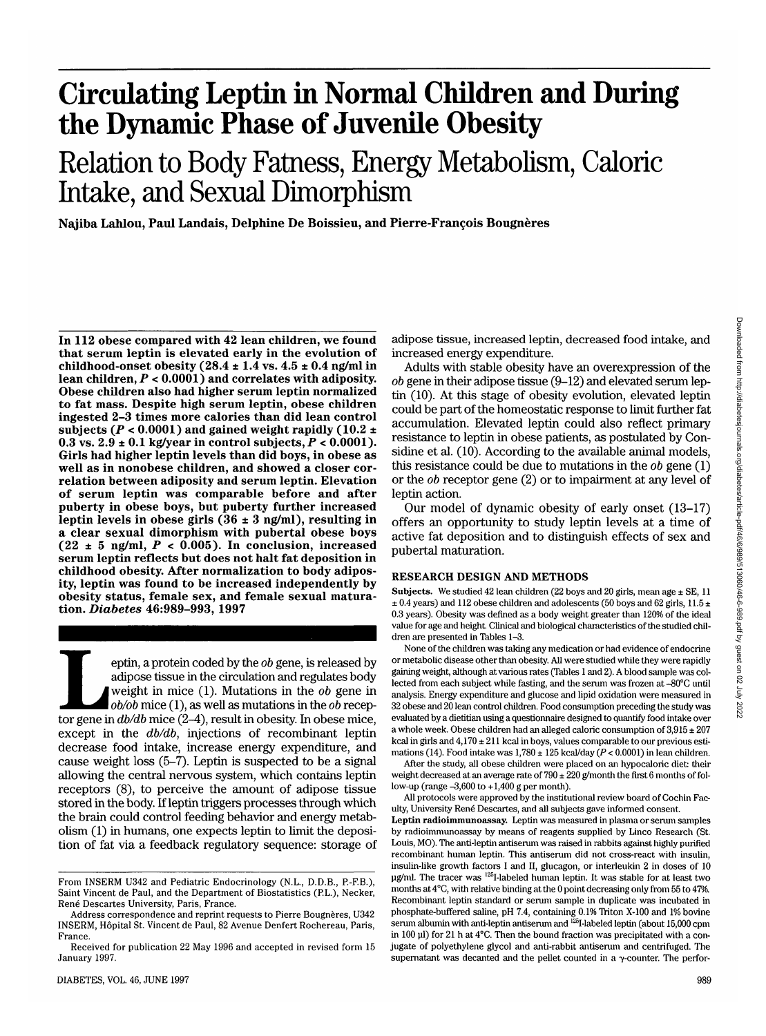# Circulating Leptin in Normal Children and During the Dynamic Phase of Juvenile Obesity

## Relation to Body Fatness, Energy Metabolism, Caloric Intake, and Sexual Dimorphism

**Najiba Lahlou, Paul Landais, Delphine De Boissieu, and Pierre-François Bougnères**

**In 112 obese compared with 42 lean children, we found that serum leptin is elevated early in the evolution of childhood-onset obesity (28.4 ± 1.4 vs. 4.5 ± 0.4 ng/ml in lean children, $P < 0.0001$) and correlates with adiposity. Obese children also had higher serum leptin normalized to fat mass. Despite high serum leptin, obese children ingested 2–3 times more calories than did lean control subjects ($P < 0.0001$) and gained weight rapidly (10.2 ± 0.3 vs. 2.9 ± 0.1 kg/year in control subjects, $P < 0.0001$). Girls had higher leptin levels than did boys, in obese as well as in nonobese children, and showed a closer correlation between adiposity and serum leptin. Elevation of serum leptin was comparable before and after puberty in obese boys, but puberty further increased leptin levels in obese girls (36 ± 3 ng/ml), resulting in a clear sexual dimorphism with pubertal obese boys (22 ± 5 ng/ml, $P < 0.005$). In conclusion, increased serum leptin reflects but does not halt fat deposition in childhood obesity. After normalization to body adiposity, leptin was found to be increased independently by obesity status, female sex, and female sexual maturation.** ***Diabetes* 46:989–993, 1997**

Leptin, a protein coded by the *ob* gene, is released by adipose tissue in the circulation and regulates body weight in mice (1). Mutations in the *ob* gene in *ob/ob* mice (1), as well as mutations in the *ob* receptor gene in *db/db* mice (2–4), result in obesity. In obese mice, except in the *db/db*, injections of recombinant leptin decrease food intake, increase energy expenditure, and cause weight loss (5–7). Leptin is suspected to be a signal allowing the central nervous system, which contains leptin receptors (8), to perceive the amount of adipose tissue stored in the body. If leptin triggers processes through which the brain could control feeding behavior and energy metabolism (1) in humans, one expects leptin to limit the deposition of fat via a feedback regulatory sequence: storage of adipose tissue, increased leptin, decreased food intake, and increased energy expenditure.

Adults with stable obesity have an overexpression of the *ob* gene in their adipose tissue (9–12) and elevated serum leptin (10). At this stage of obesity evolution, elevated leptin could be part of the homeostatic response to limit further fat accumulation. Elevated leptin could also reflect primary resistance to leptin in obese patients, as postulated by Considine et al. (10). According to the available animal models, this resistance could be due to mutations in the *ob* gene (1) or the *ob* receptor gene (2) or to impairment at any level of leptin action.

Our model of dynamic obesity of early onset (13–17) offers an opportunity to study leptin levels at a time of active fat deposition and to distinguish effects of sex and pubertal maturation.

## RESEARCH DESIGN AND METHODS

**Subjects.** We studied 42 lean children (22 boys and 20 girls, mean age ± SE, 11 ± 0.4 years) and 112 obese children and adolescents (50 boys and 62 girls, 11.5 ± 0.3 years). Obesity was defined as a body weight greater than 120% of the ideal value for age and height. Clinical and biological characteristics of the studied children are presented in Tables 1–3.

None of the children was taking any medication or had evidence of endocrine or metabolic disease other than obesity. All were studied while they were rapidly gaining weight, although at various rates (Tables 1 and 2). A blood sample was collected from each subject while fasting, and the serum was frozen at –80°C until analysis. Energy expenditure and glucose and lipid oxidation were measured in 32 obese and 20 lean control children. Food consumption preceding the study was evaluated by a dietitian using a questionnaire designed to quantify food intake over a whole week. Obese children had an alleged caloric consumption of 3,915 ± 207 kcal in girls and 4,170 ± 211 kcal in boys, values comparable to our previous estimations (14). Food intake was 1,780 ± 125 kcal/day ($P < 0.0001$) in lean children.

After the study, all obese children were placed on an hypocaloric diet: their weight decreased at an average rate of 790 ± 220 g/month the first 6 months of follow-up (range –3,600 to +1,400 g per month).

All protocols were approved by the institutional review board of Cochin Faculty, University René Descartes, and all subjects gave informed consent.

**Leptin radioimmunoassay.** Leptin was measured in plasma or serum samples by radioimmunoassay by means of reagents supplied by Linco Research (St. Louis, MO). The anti-leptin antiserum was raised in rabbits against highly purified recombinant human leptin. This antiserum did not cross-react with insulin, insulin-like growth factors I and II, glucagon, or interleukin 2 in doses of 10 µg/ml. The tracer was $^{125}$I-labeled human leptin. It was stable for at least two months at 4°C, with relative binding at the 0 point decreasing only from 55 to 47%. Recombinant leptin standard or serum sample in duplicate was incubated in phosphate-buffered saline, pH 7.4, containing 0.1% Triton X-100 and 1% bovine serum albumin with anti-leptin antiserum and $^{125}$I-labeled leptin (about 15,000 cpm in 100 µl) for 21 h at 4°C. Then the bound fraction was precipitated with a conjugate of polyethylene glycol and anti-rabbit antiserum and centrifuged. The supernatant was decanted and the pellet counted in a γ-counter. The perfor-

From INSERM U342 and Pediatric Endocrinology (N.L., D.D.B., P.-F.B.), Saint Vincent de Paul, and the Department of Biostatistics (P.L.), Necker, René Descartes University, Paris, France.

Address correspondence and reprint requests to Pierre Bougnères, U342 INSERM, Hôpital St. Vincent de Paul, 82 Avenue Denfert Rochereau, Paris, France.

Received for publication 22 May 1996 and accepted in revised form 15 January 1997.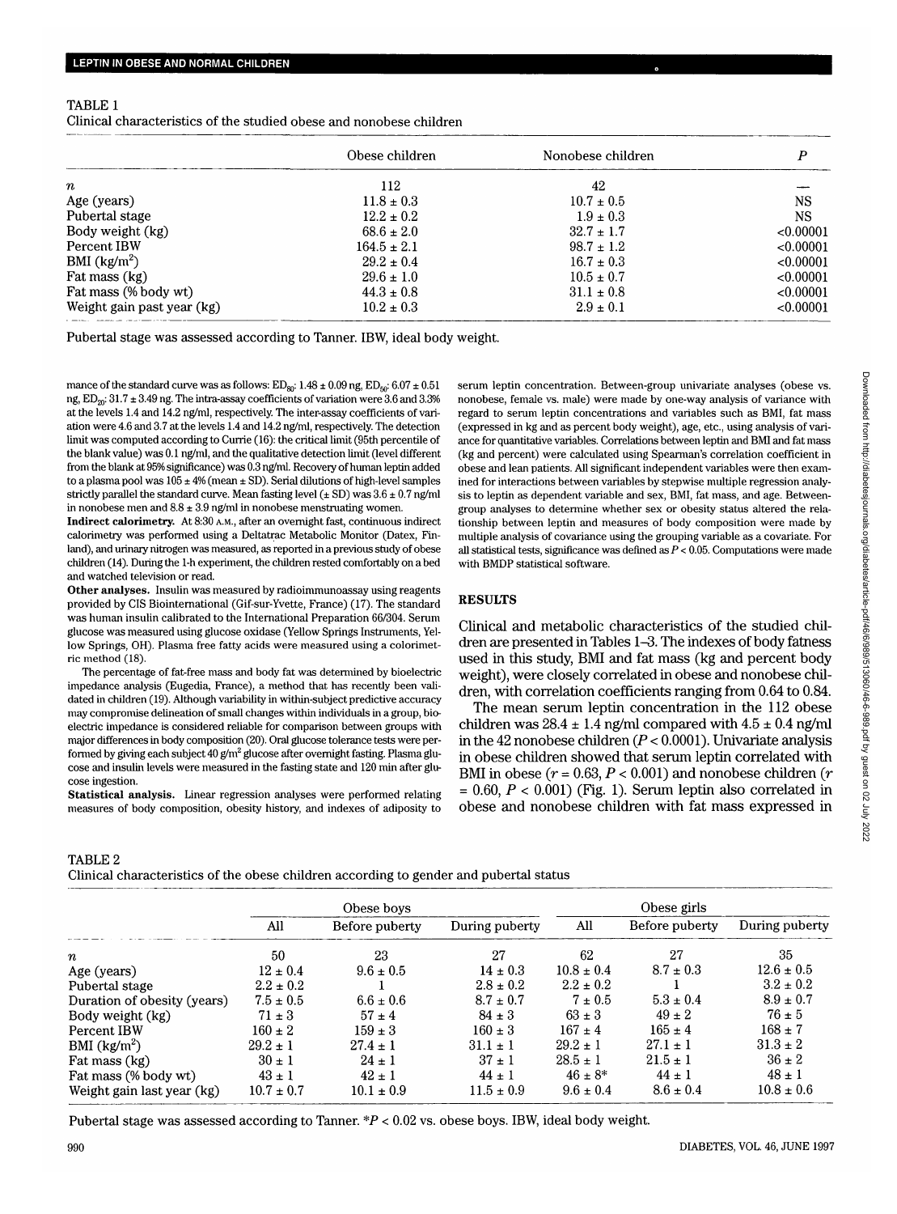TABLE 1
Clinical characteristics of the studied obese and nonobese children

| | Obese children | Nonobese children | *P* |
|---|---|---|---|
| *n* | 112 | 42 | — |
| Age (years) | 11.8 ± 0.3 | 10.7 ± 0.5 | NS |
| Pubertal stage | 12.2 ± 0.2 | 1.9 ± 0.3 | NS |
| Body weight (kg) | 68.6 ± 2.0 | 32.7 ± 1.7 | <0.00001 |
| Percent IBW | 164.5 ± 2.1 | 98.7 ± 1.2 | <0.00001 |
| BMI (kg/m$^2$) | 29.2 ± 0.4 | 16.7 ± 0.3 | <0.00001 |
| Fat mass (kg) | 29.6 ± 1.0 | 10.5 ± 0.7 | <0.00001 |
| Fat mass (% body wt) | 44.3 ± 0.8 | 31.1 ± 0.8 | <0.00001 |
| Weight gain past year (kg) | 10.2 ± 0.3 | 2.9 ± 0.1 | <0.00001 |

Pubertal stage was assessed according to Tanner. IBW, ideal body weight.

mance of the standard curve was as follows: $ED_{80}$: 1.48 ± 0.09 ng, $ED_{50}$: 6.07 ± 0.51 ng, $ED_{20}$: 31.7 ± 3.49 ng. The intra-assay coefficients of variation were 3.6 and 3.3% at the levels 1.4 and 14.2 ng/ml, respectively. The inter-assay coefficients of variation were 4.6 and 3.7 at the levels 1.4 and 14.2 ng/ml, respectively. The detection limit was computed according to Currie (16): the critical limit (95th percentile of the blank value) was 0.1 ng/ml, and the qualitative detection limit (level different from the blank at 95% significance) was 0.3 ng/ml. Recovery of human leptin added to a plasma pool was 105 ± 4% (mean ± SD). Serial dilutions of high-level samples strictly parallel the standard curve. Mean fasting level (± SD) was 3.6 ± 0.7 ng/ml in nonobese men and 8.8 ± 3.9 ng/ml in nonobese menstruating women.

**Indirect calorimetry.** At 8:30 A.M., after an overnight fast, continuous indirect calorimetry was performed using a Deltatrac Metabolic Monitor (Datex, Finland), and urinary nitrogen was measured, as reported in a previous study of obese children (14). During the 1-h experiment, the children rested comfortably on a bed and watched television or read.

**Other analyses.** Insulin was measured by radioimmunoassay using reagents provided by CIS Biointernational (Gif-sur-Yvette, France) (17). The standard was human insulin calibrated to the International Preparation 66/304. Serum glucose was measured using glucose oxidase (Yellow Springs Instruments, Yellow Springs, OH). Plasma free fatty acids were measured using a colorimetric method (18).

The percentage of fat-free mass and body fat was determined by bioelectric impedance analysis (Eugedia, France), a method that has recently been validated in children (19). Although variability in within-subject predictive accuracy may compromise delineation of small changes within individuals in a group, bioelectric impedance is considered reliable for comparison between groups with major differences in body composition (20). Oral glucose tolerance tests were performed by giving each subject 40 g/m$^2$ glucose after overnight fasting. Plasma glucose and insulin levels were measured in the fasting state and 120 min after glucose ingestion.

**Statistical analysis.** Linear regression analyses were performed relating measures of body composition, obesity history, and indexes of adiposity to serum leptin concentration. Between-group univariate analyses (obese vs. nonobese, female vs. male) were made by one-way analysis of variance with regard to serum leptin concentrations and variables such as BMI, fat mass (expressed in kg and as percent body weight), age, etc., using analysis of variance for quantitative variables. Correlations between leptin and BMI and fat mass (kg and percent) were calculated using Spearman's correlation coefficient in obese and lean patients. All significant independent variables were then examined for interactions between variables by stepwise multiple regression analysis to leptin as dependent variable and sex, BMI, fat mass, and age. Between-group analyses to determine whether sex or obesity status altered the relationship between leptin and measures of body composition were made by multiple analysis of covariance using the grouping variable as a covariate. For all statistical tests, significance was defined as $P < 0.05$. Computations were made with BMDP statistical software.

## RESULTS

Clinical and metabolic characteristics of the studied children are presented in Tables 1–3. The indexes of body fatness used in this study, BMI and fat mass (kg and percent body weight), were closely correlated in obese and nonobese children, with correlation coefficients ranging from 0.64 to 0.84.

The mean serum leptin concentration in the 112 obese children was 28.4 ± 1.4 ng/ml compared with 4.5 ± 0.4 ng/ml in the 42 nonobese children ($P < 0.0001$). Univariate analysis in obese children showed that serum leptin correlated with BMI in obese ($r = 0.63$, $P < 0.001$) and nonobese children ($r = 0.60$, $P < 0.001$) (Fig. 1). Serum leptin also correlated in obese and nonobese children with fat mass expressed in

TABLE 2
Clinical characteristics of the obese children according to gender and pubertal status

| | Obese boys | | | Obese girls | | |
|---|---|---|---|---|---|---|
| | All | Before puberty | During puberty | All | Before puberty | During puberty |
| *n* | 50 | 23 | 27 | 62 | 27 | 35 |
| Age (years) | 12 ± 0.4 | 9.6 ± 0.5 | 14 ± 0.3 | 10.8 ± 0.4 | 8.7 ± 0.3 | 12.6 ± 0.5 |
| Pubertal stage | 2.2 ± 0.2 | 1 | 2.8 ± 0.2 | 2.2 ± 0.2 | 1 | 3.2 ± 0.2 |
| Duration of obesity (years) | 7.5 ± 0.5 | 6.6 ± 0.6 | 8.7 ± 0.7 | 7 ± 0.5 | 5.3 ± 0.4 | 8.9 ± 0.7 |
| Body weight (kg) | 71 ± 3 | 57 ± 4 | 84 ± 3 | 63 ± 3 | 49 ± 2 | 76 ± 5 |
| Percent IBW | 160 ± 2 | 159 ± 3 | 160 ± 3 | 167 ± 4 | 165 ± 4 | 168 ± 7 |
| BMI (kg/m$^2$) | 29.2 ± 1 | 27.4 ± 1 | 31.1 ± 1 | 29.2 ± 1 | 27.1 ± 1 | 31.3 ± 2 |
| Fat mass (kg) | 30 ± 1 | 24 ± 1 | 37 ± 1 | 28.5 ± 1 | 21.5 ± 1 | 36 ± 2 |
| Fat mass (% body wt) | 43 ± 1 | 42 ± 1 | 44 ± 1 | 46 ± 8* | 44 ± 1 | 48 ± 1 |
| Weight gain last year (kg) | 10.7 ± 0.7 | 10.1 ± 0.9 | 11.5 ± 0.9 | 9.6 ± 0.4 | 8.6 ± 0.4 | 10.8 ± 0.6 |

Pubertal stage was assessed according to Tanner. *$P < 0.02$ vs. obese boys. IBW, ideal body weight.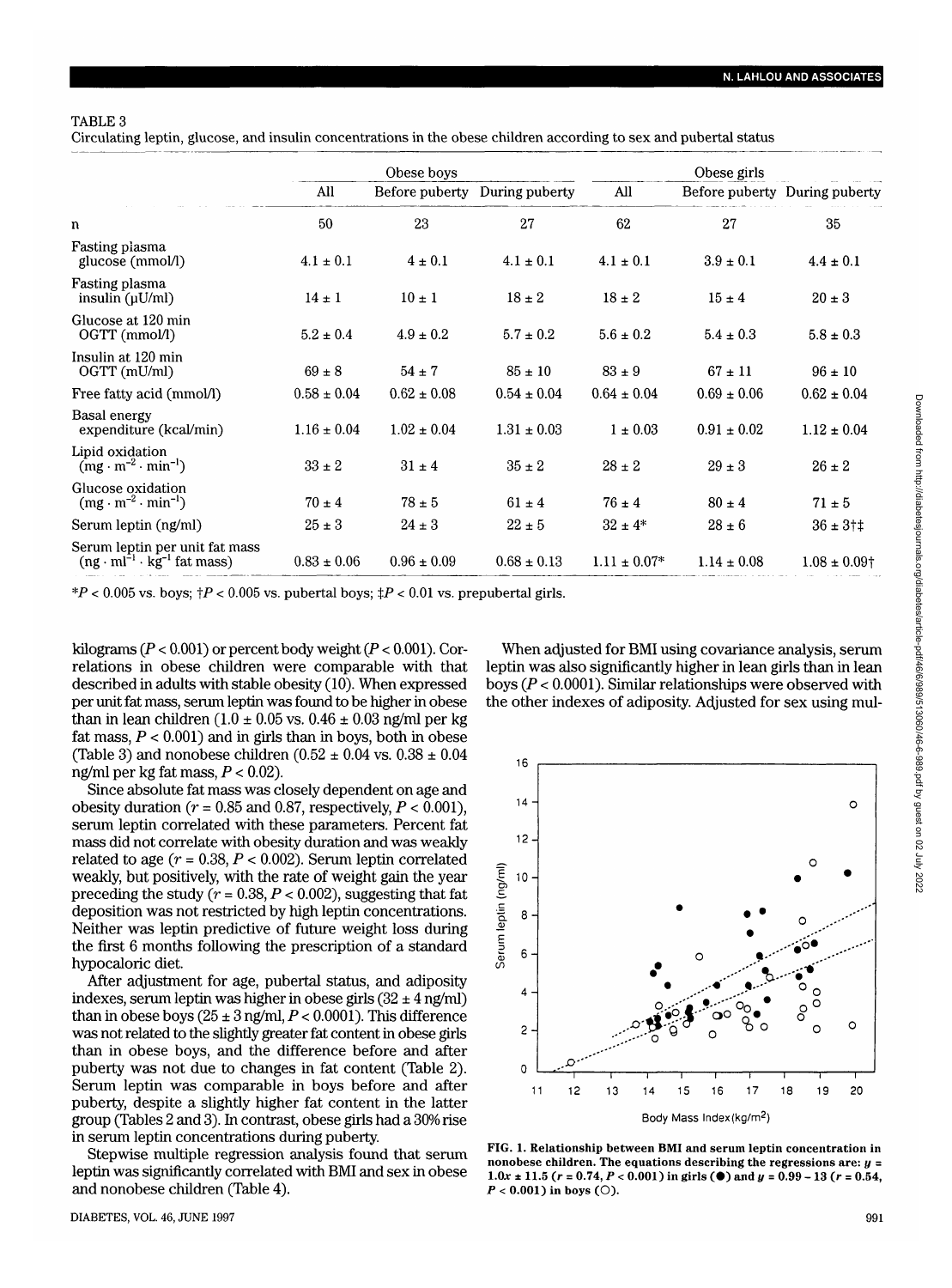TABLE 3

Circulating leptin, glucose, and insulin concentrations in the obese children according to sex and pubertal status

| | Obese boys | | | Obese girls | | |
|---|---|---|---|---|---|---|
| | All | Before puberty | During puberty | All | Before puberty | During puberty |
| n | 50 | 23 | 27 | 62 | 27 | 35 |
| Fasting plasma glucose (mmol/l) | 4.1 ± 0.1 | 4 ± 0.1 | 4.1 ± 0.1 | 4.1 ± 0.1 | 3.9 ± 0.1 | 4.4 ± 0.1 |
| Fasting plasma insulin (μU/ml) | 14 ± 1 | 10 ± 1 | 18 ± 2 | 18 ± 2 | 15 ± 4 | 20 ± 3 |
| Glucose at 120 min OGTT (mmol/l) | 5.2 ± 0.4 | 4.9 ± 0.2 | 5.7 ± 0.2 | 5.6 ± 0.2 | 5.4 ± 0.3 | 5.8 ± 0.3 |
| Insulin at 120 min OGTT (mU/ml) | 69 ± 8 | 54 ± 7 | 85 ± 10 | 83 ± 9 | 67 ± 11 | 96 ± 10 |
| Free fatty acid (mmol/l) | 0.58 ± 0.04 | 0.62 ± 0.08 | 0.54 ± 0.04 | 0.64 ± 0.04 | 0.69 ± 0.06 | 0.62 ± 0.04 |
| Basal energy expenditure (kcal/min) | 1.16 ± 0.04 | 1.02 ± 0.04 | 1.31 ± 0.03 | 1 ± 0.03 | 0.91 ± 0.02 | 1.12 ± 0.04 |
| Lipid oxidation ($mg \cdot m^{-2} \cdot min^{-1}$) | 33 ± 2 | 31 ± 4 | 35 ± 2 | 28 ± 2 | 29 ± 3 | 26 ± 2 |
| Glucose oxidation ($mg \cdot m^{-2} \cdot min^{-1}$) | 70 ± 4 | 78 ± 5 | 61 ± 4 | 76 ± 4 | 80 ± 4 | 71 ± 5 |
| Serum leptin (ng/ml) | 25 ± 3 | 24 ± 3 | 22 ± 5 | 32 ± 4* | 28 ± 6 | 36 ± 3†‡ |
| Serum leptin per unit fat mass ($ng \cdot ml^{-1} \cdot kg^{-1}$ fat mass) | 0.83 ± 0.06 | 0.96 ± 0.09 | 0.68 ± 0.13 | 1.11 ± 0.07* | 1.14 ± 0.08 | 1.08 ± 0.09† |

*$P < 0.005$ vs. boys; †$P < 0.005$ vs. pubertal boys; ‡$P < 0.01$ vs. prepubertal girls.

kilograms ($P < 0.001$) or percent body weight ($P < 0.001$). Correlations in obese children were comparable with that described in adults with stable obesity (10). When expressed per unit fat mass, serum leptin was found to be higher in obese than in lean children (1.0 ± 0.05 vs. 0.46 ± 0.03 ng/ml per kg fat mass, $P < 0.001$) and in girls than in boys, both in obese (Table 3) and nonobese children (0.52 ± 0.04 vs. 0.38 ± 0.04 ng/ml per kg fat mass, $P < 0.02$).

Since absolute fat mass was closely dependent on age and obesity duration ($r = 0.85$ and 0.87, respectively, $P < 0.001$), serum leptin correlated with these parameters. Percent fat mass did not correlate with obesity duration and was weakly related to age ($r = 0.38$, $P < 0.002$). Serum leptin correlated weakly, but positively, with the rate of weight gain the year preceding the study ($r = 0.38$, $P < 0.002$), suggesting that fat deposition was not restricted by high leptin concentrations. Neither was leptin predictive of future weight loss during the first 6 months following the prescription of a standard hypocaloric diet.

After adjustment for age, pubertal status, and adiposity indexes, serum leptin was higher in obese girls (32 ± 4 ng/ml) than in obese boys (25 ± 3 ng/ml, $P < 0.0001$). This difference was not related to the slightly greater fat content in obese girls than in obese boys, and the difference before and after puberty was not due to changes in fat content (Table 2). Serum leptin was comparable in boys before and after puberty, despite a slightly higher fat content in the latter group (Tables 2 and 3). In contrast, obese girls had a 30% rise in serum leptin concentrations during puberty.

Stepwise multiple regression analysis found that serum leptin was significantly correlated with BMI and sex in obese and nonobese children (Table 4).

When adjusted for BMI using covariance analysis, serum leptin was also significantly higher in lean girls than in lean boys ($P < 0.0001$). Similar relationships were observed with the other indexes of adiposity. Adjusted for sex using mul-

**FIG. 1. Relationship between BMI and serum leptin concentration in nonobese children. The equations describing the regressions are: $y = 1.0x \pm 11.5$ ($r = 0.74$, $P < 0.001$) in girls (●) and $y = 0.99 - 13$ ($r = 0.54$, $P < 0.001$) in boys (○).**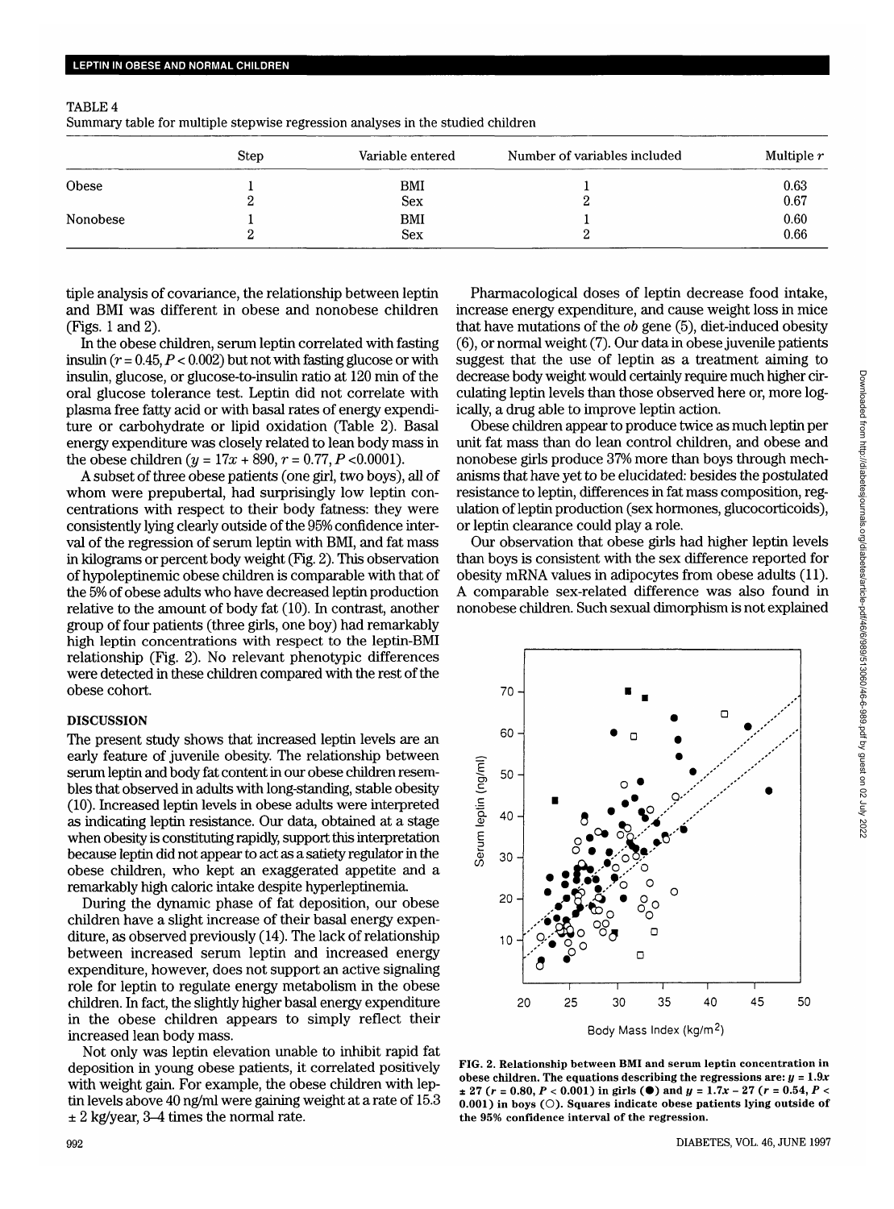TABLE 4
Summary table for multiple stepwise regression analyses in the studied children

| | Step | Variable entered | Number of variables included | Multiple $r$ |
|---|---|---|---|---|
| Obese | 1 | BMI | 1 | 0.63 |
| | 2 | Sex | 2 | 0.67 |
| Nonobese | 1 | BMI | 1 | 0.60 |
| | 2 | Sex | 2 | 0.66 |

tiple analysis of covariance, the relationship between leptin and BMI was different in obese and nonobese children (Figs. 1 and 2).

In the obese children, serum leptin correlated with fasting insulin ($r = 0.45$, $P < 0.002$) but not with fasting glucose or with insulin, glucose, or glucose-to-insulin ratio at 120 min of the oral glucose tolerance test. Leptin did not correlate with plasma free fatty acid or with basal rates of energy expenditure or carbohydrate or lipid oxidation (Table 2). Basal energy expenditure was closely related to lean body mass in the obese children ($y = 17x + 890$, $r = 0.77$, $P < 0.0001$).

A subset of three obese patients (one girl, two boys), all of whom were prepubertal, had surprisingly low leptin concentrations with respect to their body fatness: they were consistently lying clearly outside of the 95% confidence interval of the regression of serum leptin with BMI, and fat mass in kilograms or percent body weight (Fig. 2). This observation of hypoleptinemic obese children is comparable with that of the 5% of obese adults who have decreased leptin production relative to the amount of body fat (10). In contrast, another group of four patients (three girls, one boy) had remarkably high leptin concentrations with respect to the leptin-BMI relationship (Fig. 2). No relevant phenotypic differences were detected in these children compared with the rest of the obese cohort.

## DISCUSSION

The present study shows that increased leptin levels are an early feature of juvenile obesity. The relationship between serum leptin and body fat content in our obese children resembles that observed in adults with long-standing, stable obesity (10). Increased leptin levels in obese adults were interpreted as indicating leptin resistance. Our data, obtained at a stage when obesity is constituting rapidly, support this interpretation because leptin did not appear to act as a satiety regulator in the obese children, who kept an exaggerated appetite and a remarkably high caloric intake despite hyperleptinemia.

During the dynamic phase of fat deposition, our obese children have a slight increase of their basal energy expenditure, as observed previously (14). The lack of relationship between increased serum leptin and increased energy expenditure, however, does not support an active signaling role for leptin to regulate energy metabolism in the obese children. In fact, the slightly higher basal energy expenditure in the obese children appears to simply reflect their increased lean body mass.

Not only was leptin elevation unable to inhibit rapid fat deposition in young obese patients, it correlated positively with weight gain. For example, the obese children with leptin levels above 40 ng/ml were gaining weight at a rate of 15.3 ± 2 kg/year, 3–4 times the normal rate.

Pharmacological doses of leptin decrease food intake, increase energy expenditure, and cause weight loss in mice that have mutations of the *ob* gene (5), diet-induced obesity (6), or normal weight (7). Our data in obese juvenile patients suggest that the use of leptin as a treatment aiming to decrease body weight would certainly require much higher circulating leptin levels than those observed here or, more logically, a drug able to improve leptin action.

Obese children appear to produce twice as much leptin per unit fat mass than do lean control children, and obese and nonobese girls produce 37% more than boys through mechanisms that have yet to be elucidated: besides the postulated resistance to leptin, differences in fat mass composition, regulation of leptin production (sex hormones, glucocorticoids), or leptin clearance could play a role.

Our observation that obese girls had higher leptin levels than boys is consistent with the sex difference reported for obesity mRNA values in adipocytes from obese adults (11). A comparable sex-related difference was also found in nonobese children. Such sexual dimorphism is not explained

FIG. 2. Relationship between BMI and serum leptin concentration in obese children. The equations describing the regressions are: $y = 1.9x \pm 27$ ($r = 0.80$, $P < 0.001$) in girls (●) and $y = 1.7x - 27$ ($r = 0.54$, $P < 0.001$) in boys (○). Squares indicate obese patients lying outside of the 95% confidence interval of the regression.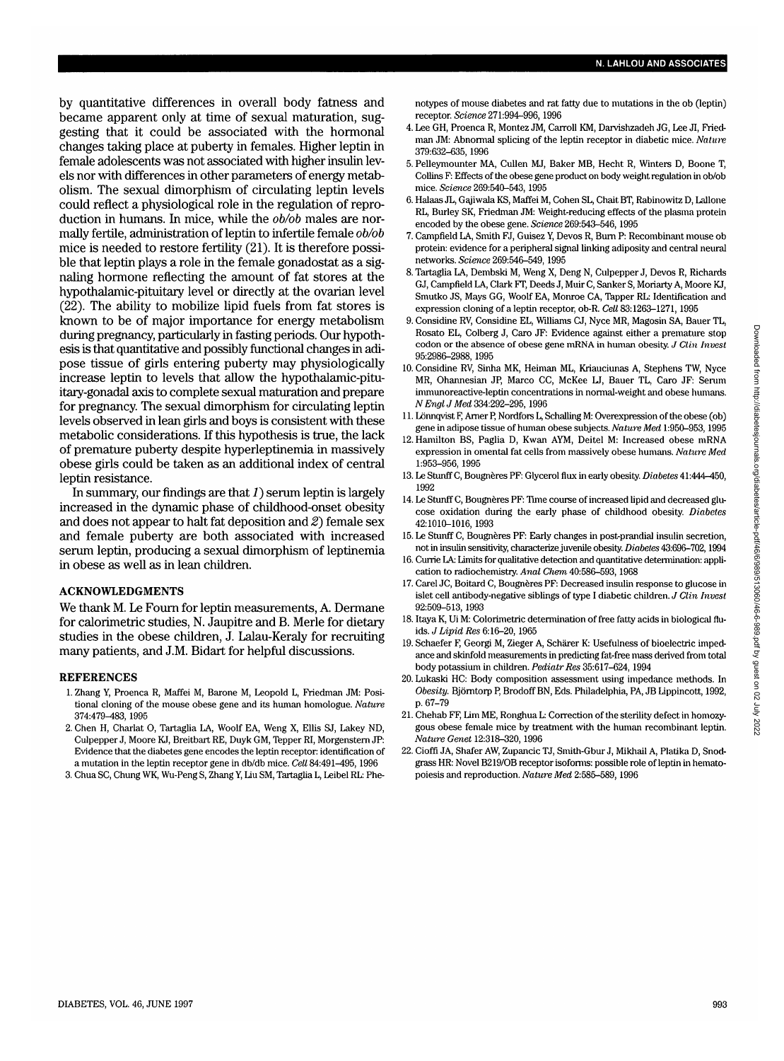by quantitative differences in overall body fatness and became apparent only at time of sexual maturation, suggesting that it could be associated with the hormonal changes taking place at puberty in females. Higher leptin in female adolescents was not associated with higher insulin levels nor with differences in other parameters of energy metabolism. The sexual dimorphism of circulating leptin levels could reflect a physiological role in the regulation of reproduction in humans. In mice, while the *ob/ob* males are normally fertile, administration of leptin to infertile female *ob/ob* mice is needed to restore fertility (21). It is therefore possible that leptin plays a role in the female gonadostat as a signaling hormone reflecting the amount of fat stores at the hypothalamic-pituitary level or directly at the ovarian level (22). The ability to mobilize lipid fuels from fat stores is known to be of major importance for energy metabolism during pregnancy, particularly in fasting periods. Our hypothesis is that quantitative and possibly functional changes in adipose tissue of girls entering puberty may physiologically increase leptin to levels that allow the hypothalamic-pituitary-gonadal axis to complete sexual maturation and prepare for pregnancy. The sexual dimorphism for circulating leptin levels observed in lean girls and boys is consistent with these metabolic considerations. If this hypothesis is true, the lack of premature puberty despite hyperleptinemia in massively obese girls could be taken as an additional index of central leptin resistance.

In summary, our findings are that *1*) serum leptin is largely increased in the dynamic phase of childhood-onset obesity and does not appear to halt fat deposition and *2*) female sex and female puberty are both associated with increased serum leptin, producing a sexual dimorphism of leptinemia in obese as well as in lean children.

## ACKNOWLEDGMENTS

We thank M. Le Fourn for leptin measurements, A. Dermane for calorimetric studies, N. Jaupitre and B. Merle for dietary studies in the obese children, J. Lalau-Keraly for recruiting many patients, and J.M. Bidart for helpful discussions.

## REFERENCES

1. Zhang Y, Proenca R, Maffei M, Barone M, Leopold L, Friedman JM: Positional cloning of the mouse obese gene and its human homologue. *Nature* 374:479–483, 1995
2. Chen H, Charlat O, Tartaglia LA, Woolf EA, Weng X, Ellis SJ, Lakey ND, Culpepper J, Moore KJ, Breitbart RE, Duyk GM, Tepper RI, Morgenstern JP: Evidence that the diabetes gene encodes the leptin receptor: identification of a mutation in the leptin receptor gene in db/db mice. *Cell* 84:491–495, 1996
3. Chua SC, Chung WK, Wu-Peng S, Zhang Y, Liu SM, Tartaglia L, Leibel RL: Phenotypes of mouse diabetes and rat fatty due to mutations in the ob (leptin) receptor. *Science* 271:994–996, 1996
4. Lee GH, Proenca R, Montez JM, Carroll KM, Darvishzadeh JG, Lee JI, Friedman JM: Abnormal splicing of the leptin receptor in diabetic mice. *Nature* 379:632–635, 1996
5. Pelleymounter MA, Cullen MJ, Baker MB, Hecht R, Winters D, Boone T, Collins F: Effects of the obese gene product on body weight regulation in ob/ob mice. *Science* 269:540–543, 1995
6. Halaas JL, Gajiwala KS, Maffei M, Cohen SL, Chait BT, Rabinowitz D, Lallone RL, Burley SK, Friedman JM: Weight-reducing effects of the plasma protein encoded by the obese gene. *Science* 269:543–546, 1995
7. Campfield LA, Smith FJ, Guisez Y, Devos R, Burn P: Recombinant mouse ob protein: evidence for a peripheral signal linking adiposity and central neural networks. *Science* 269:546–549, 1995
8. Tartaglia LA, Dembski M, Weng X, Deng N, Culpepper J, Devos R, Richards GJ, Campfield LA, Clark FT, Deeds J, Muir C, Sanker S, Moriarty A, Moore KJ, Smutko JS, Mays GG, Woolf EA, Monroe CA, Tapper RL: Identification and expression cloning of a leptin receptor, ob-R. *Cell* 83:1263–1271, 1995
9. Considine RV, Considine EL, Williams CJ, Nyce MR, Magosin SA, Bauer TL, Rosato EL, Colberg J, Caro JF: Evidence against either a premature stop codon or the absence of obese gene mRNA in human obesity. *J Clin Invest* 95:2986–2988, 1995
10. Considine RV, Sinha MK, Heiman ML, Kriauciunas A, Stephens TW, Nyce MR, Ohannesian JP, Marco CC, McKee LJ, Bauer TL, Caro JF: Serum immunoreactive-leptin concentrations in normal-weight and obese humans. *N Engl J Med* 334:292–295, 1996
11. Lönnqvist F, Arner P, Nordfors L, Schalling M: Overexpression of the obese (ob) gene in adipose tissue of human obese subjects. *Nature Med* 1:950–953, 1995
12. Hamilton BS, Paglia D, Kwan AYM, Deitel M: Increased obese mRNA expression in omental fat cells from massively obese humans. *Nature Med* 1:953–956, 1995
13. Le Stunff C, Bougnères PF: Glycerol flux in early obesity. *Diabetes* 41:444–450, 1992
14. Le Stunff C, Bougnères PF: Time course of increased lipid and decreased glucose oxidation during the early phase of childhood obesity. *Diabetes* 42:1010–1016, 1993
15. Le Stunff C, Bougnères PF: Early changes in post-prandial insulin secretion, not in insulin sensitivity, characterize juvenile obesity. *Diabetes* 43:696–702, 1994
16. Currie LA: Limits for qualitative detection and quantitative determination: application to radiochemistry. *Anal Chem* 40:586–593, 1968
17. Carel JC, Boitard C, Bougnères PF: Decreased insulin response to glucose in islet cell antibody-negative siblings of type I diabetic children. *J Clin Invest* 92:509–513, 1993
18. Itaya K, Ui M: Colorimetric determination of free fatty acids in biological fluids. *J Lipid Res* 6:16–20, 1965
19. Schaefer F, Georgi M, Zieger A, Schärer K: Usefulness of bioelectric impedance and skinfold measurements in predicting fat-free mass derived from total body potassium in children. *Pediatr Res* 35:617–624, 1994
20. Lukaski HC: Body composition assessment using impedance methods. In *Obesity*. Björntorp P, Brodoff BN, Eds. Philadelphia, PA, JB Lippincott, 1992, p. 67–79
21. Chehab FF, Lim ME, Ronghua L: Correction of the sterility defect in homozygous obese female mice by treatment with the human recombinant leptin. *Nature Genet* 12:318–320, 1996
22. Cioffi JA, Shafer AW, Zupancic TJ, Smith-Gbur J, Mikhail A, Platika D, Snodgrass HR: Novel B219/OB receptor isoforms: possible role of leptin in hematopoiesis and reproduction. *Nature Med* 2:585–589, 1996